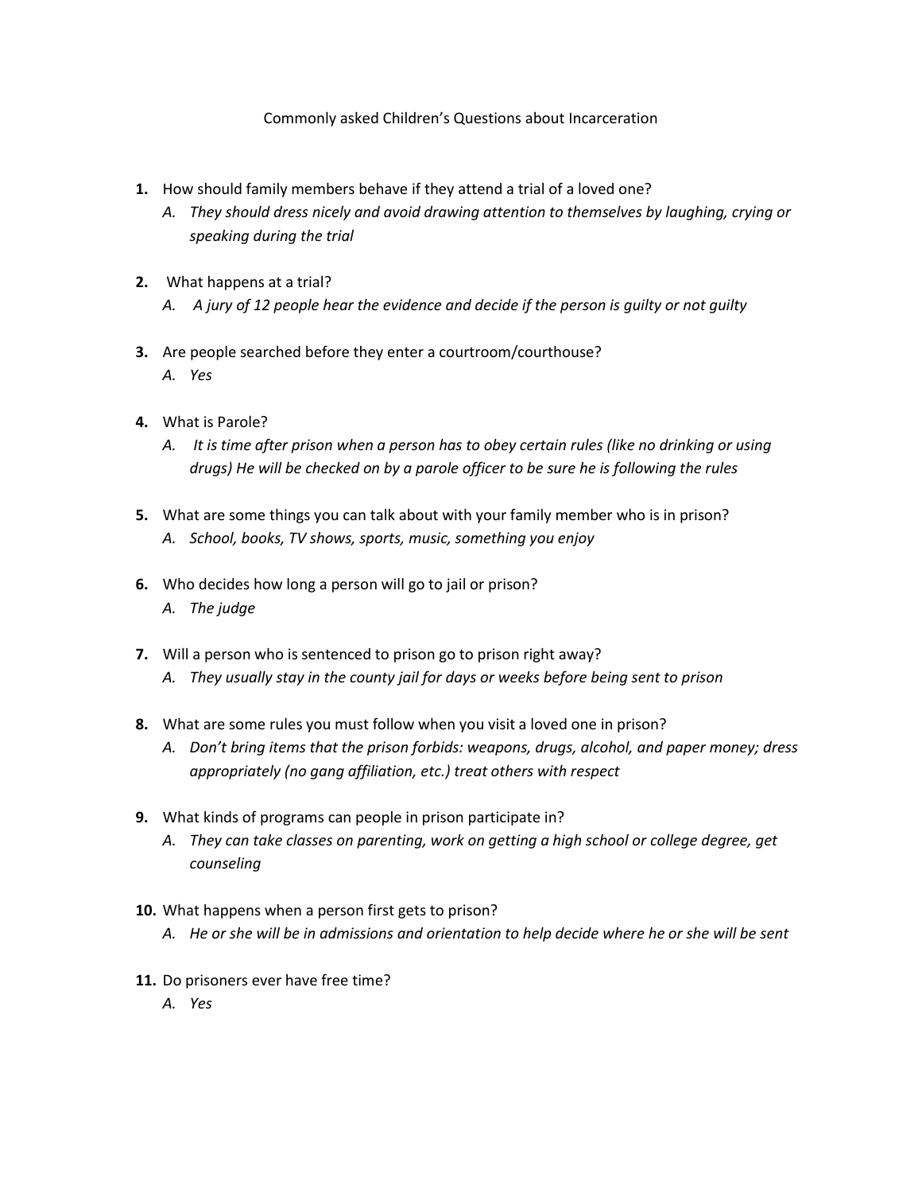# Commonly asked Children's Questions about Incarceration

1. How should family members behave if they attend a trial of a loved one?
   - A. *They should dress nicely and avoid drawing attention to themselves by laughing, crying or speaking during the trial*

2. What happens at a trial?
   - A. *A jury of 12 people hear the evidence and decide if the person is guilty or not guilty*

3. Are people searched before they enter a courtroom/courthouse?
   - A. *Yes*

4. What is Parole?
   - A. *It is time after prison when a person has to obey certain rules (like no drinking or using drugs) He will be checked on by a parole officer to be sure he is following the rules*

5. What are some things you can talk about with your family member who is in prison?
   - A. *School, books, TV shows, sports, music, something you enjoy*

6. Who decides how long a person will go to jail or prison?
   - A. *The judge*

7. Will a person who is sentenced to prison go to prison right away?
   - A. *They usually stay in the county jail for days or weeks before being sent to prison*

8. What are some rules you must follow when you visit a loved one in prison?
   - A. *Don't bring items that the prison forbids: weapons, drugs, alcohol, and paper money; dress appropriately (no gang affiliation, etc.) treat others with respect*

9. What kinds of programs can people in prison participate in?
   - A. *They can take classes on parenting, work on getting a high school or college degree, get counseling*

10. What happens when a person first gets to prison?
    - A. *He or she will be in admissions and orientation to help decide where he or she will be sent*

11. Do prisoners ever have free time?
    - A. *Yes*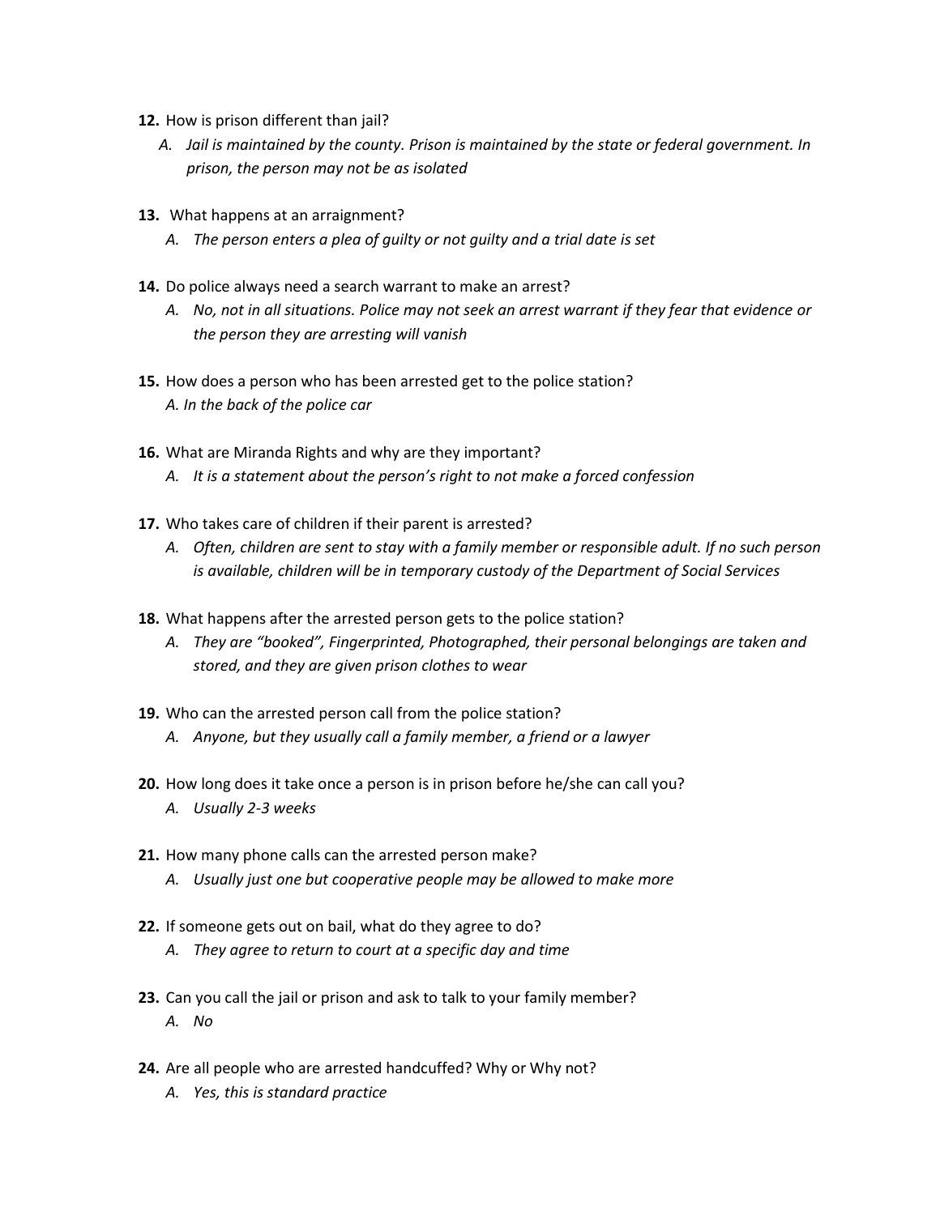**12.** How is prison different than jail?

*A. Jail is maintained by the county. Prison is maintained by the state or federal government. In prison, the person may not be as isolated*

**13.** What happens at an arraignment?

*A. The person enters a plea of guilty or not guilty and a trial date is set*

**14.** Do police always need a search warrant to make an arrest?

*A. No, not in all situations. Police may not seek an arrest warrant if they fear that evidence or the person they are arresting will vanish*

**15.** How does a person who has been arrested get to the police station?

*A. In the back of the police car*

**16.** What are Miranda Rights and why are they important?

*A. It is a statement about the person's right to not make a forced confession*

**17.** Who takes care of children if their parent is arrested?

*A. Often, children are sent to stay with a family member or responsible adult. If no such person is available, children will be in temporary custody of the Department of Social Services*

**18.** What happens after the arrested person gets to the police station?

*A. They are "booked", Fingerprinted, Photographed, their personal belongings are taken and stored, and they are given prison clothes to wear*

**19.** Who can the arrested person call from the police station?

*A. Anyone, but they usually call a family member, a friend or a lawyer*

**20.** How long does it take once a person is in prison before he/she can call you?

*A. Usually 2-3 weeks*

**21.** How many phone calls can the arrested person make?

*A. Usually just one but cooperative people may be allowed to make more*

**22.** If someone gets out on bail, what do they agree to do?

*A. They agree to return to court at a specific day and time*

**23.** Can you call the jail or prison and ask to talk to your family member?

*A. No*

**24.** Are all people who are arrested handcuffed? Why or Why not?

*A. Yes, this is standard practice*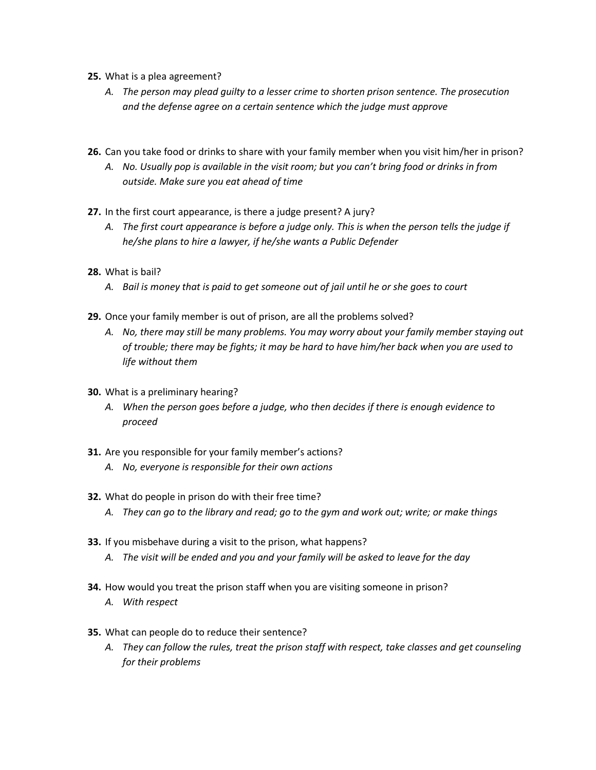**25.** What is a plea agreement?

A. *The person may plead guilty to a lesser crime to shorten prison sentence. The prosecution and the defense agree on a certain sentence which the judge must approve*

**26.** Can you take food or drinks to share with your family member when you visit him/her in prison?

A. *No. Usually pop is available in the visit room; but you can't bring food or drinks in from outside. Make sure you eat ahead of time*

**27.** In the first court appearance, is there a judge present? A jury?

A. *The first court appearance is before a judge only. This is when the person tells the judge if he/she plans to hire a lawyer, if he/she wants a Public Defender*

**28.** What is bail?

A. *Bail is money that is paid to get someone out of jail until he or she goes to court*

**29.** Once your family member is out of prison, are all the problems solved?

A. *No, there may still be many problems. You may worry about your family member staying out of trouble; there may be fights; it may be hard to have him/her back when you are used to life without them*

**30.** What is a preliminary hearing?

A. *When the person goes before a judge, who then decides if there is enough evidence to proceed*

**31.** Are you responsible for your family member's actions?

A. *No, everyone is responsible for their own actions*

**32.** What do people in prison do with their free time?

A. *They can go to the library and read; go to the gym and work out; write; or make things*

**33.** If you misbehave during a visit to the prison, what happens?

A. *The visit will be ended and you and your family will be asked to leave for the day*

**34.** How would you treat the prison staff when you are visiting someone in prison?

A. *With respect*

**35.** What can people do to reduce their sentence?

A. *They can follow the rules, treat the prison staff with respect, take classes and get counseling for their problems*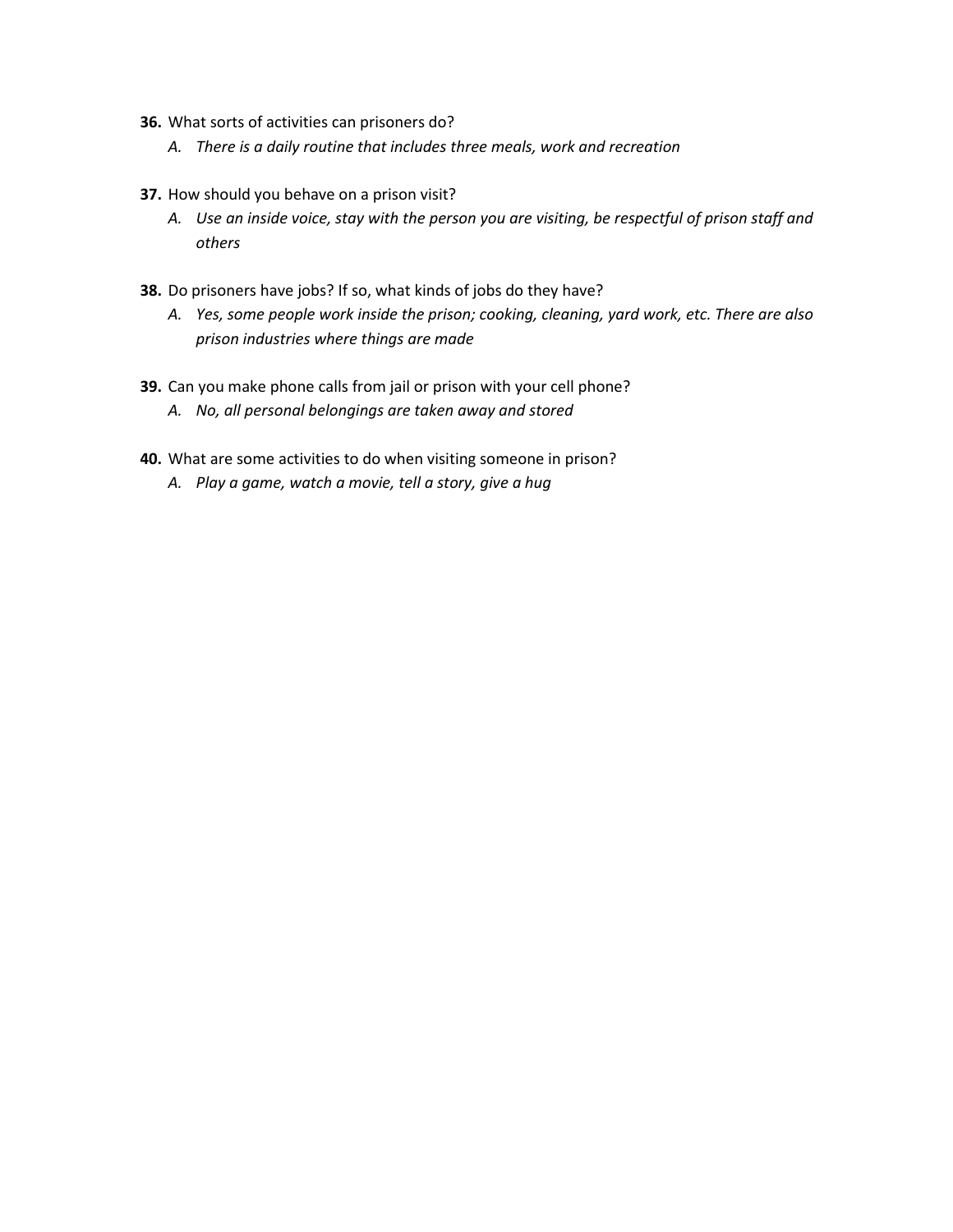**36.** What sorts of activities can prisoners do?

*A. There is a daily routine that includes three meals, work and recreation*

**37.** How should you behave on a prison visit?

*A. Use an inside voice, stay with the person you are visiting, be respectful of prison staff and others*

**38.** Do prisoners have jobs? If so, what kinds of jobs do they have?

*A. Yes, some people work inside the prison; cooking, cleaning, yard work, etc. There are also prison industries where things are made*

**39.** Can you make phone calls from jail or prison with your cell phone?

*A. No, all personal belongings are taken away and stored*

**40.** What are some activities to do when visiting someone in prison?

*A. Play a game, watch a movie, tell a story, give a hug*